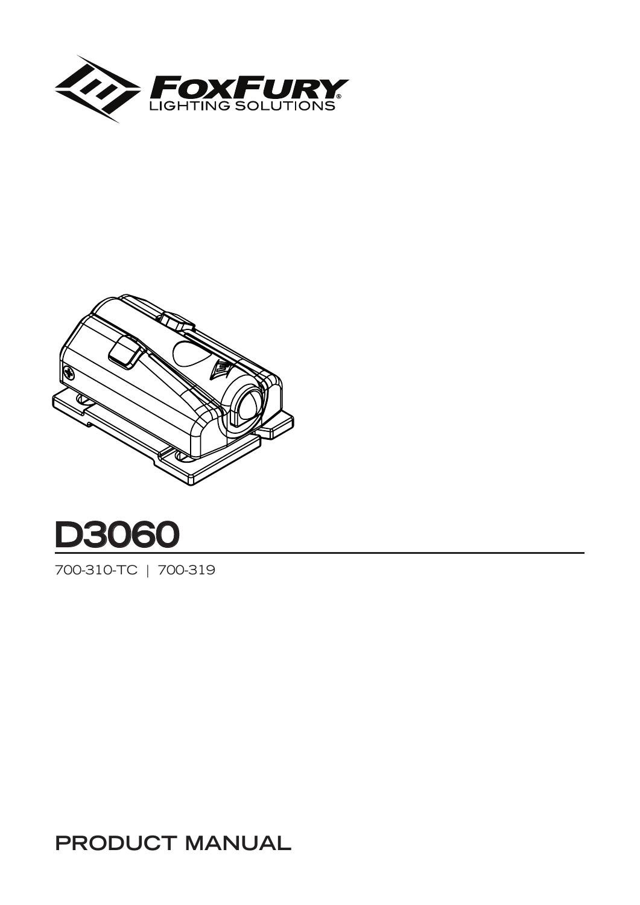FOXFURY
LIGHTING SOLUTIONS

# D3060

700-310-TC | 700-319

## PRODUCT MANUAL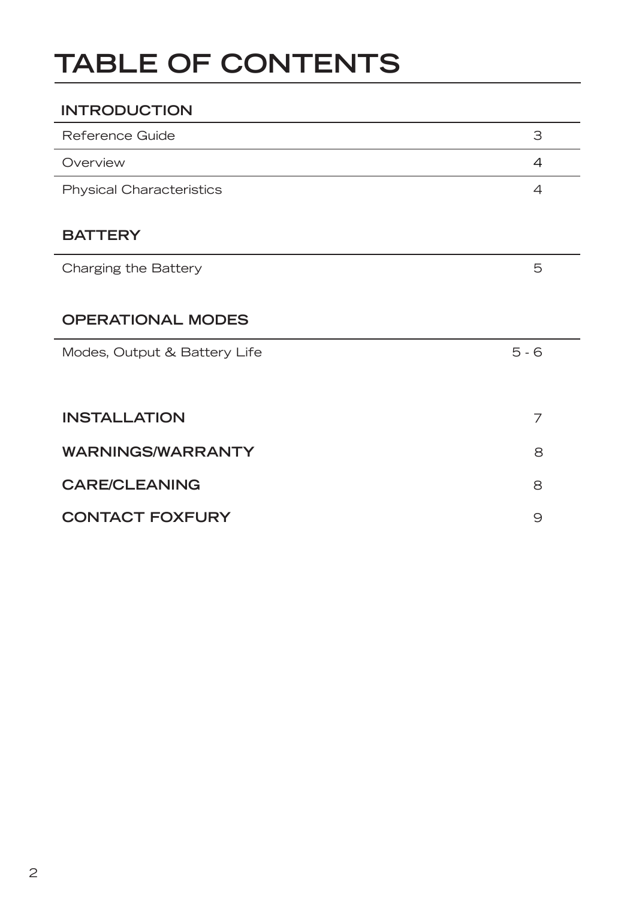# TABLE OF CONTENTS

| INTRODUCTION | |
|---|---|
| Reference Guide | 3 |
| Overview | 4 |
| Physical Characteristics | 4 |

| BATTERY | |
|---|---|
| Charging the Battery | 5 |

| OPERATIONAL MODES | |
|---|---|
| Modes, Output & Battery Life | 5 - 6 |

| | |
|---|---|
| **INSTALLATION** | 7 |
| **WARNINGS/WARRANTY** | 8 |
| **CARE/CLEANING** | 8 |
| **CONTACT FOXFURY** | 9 |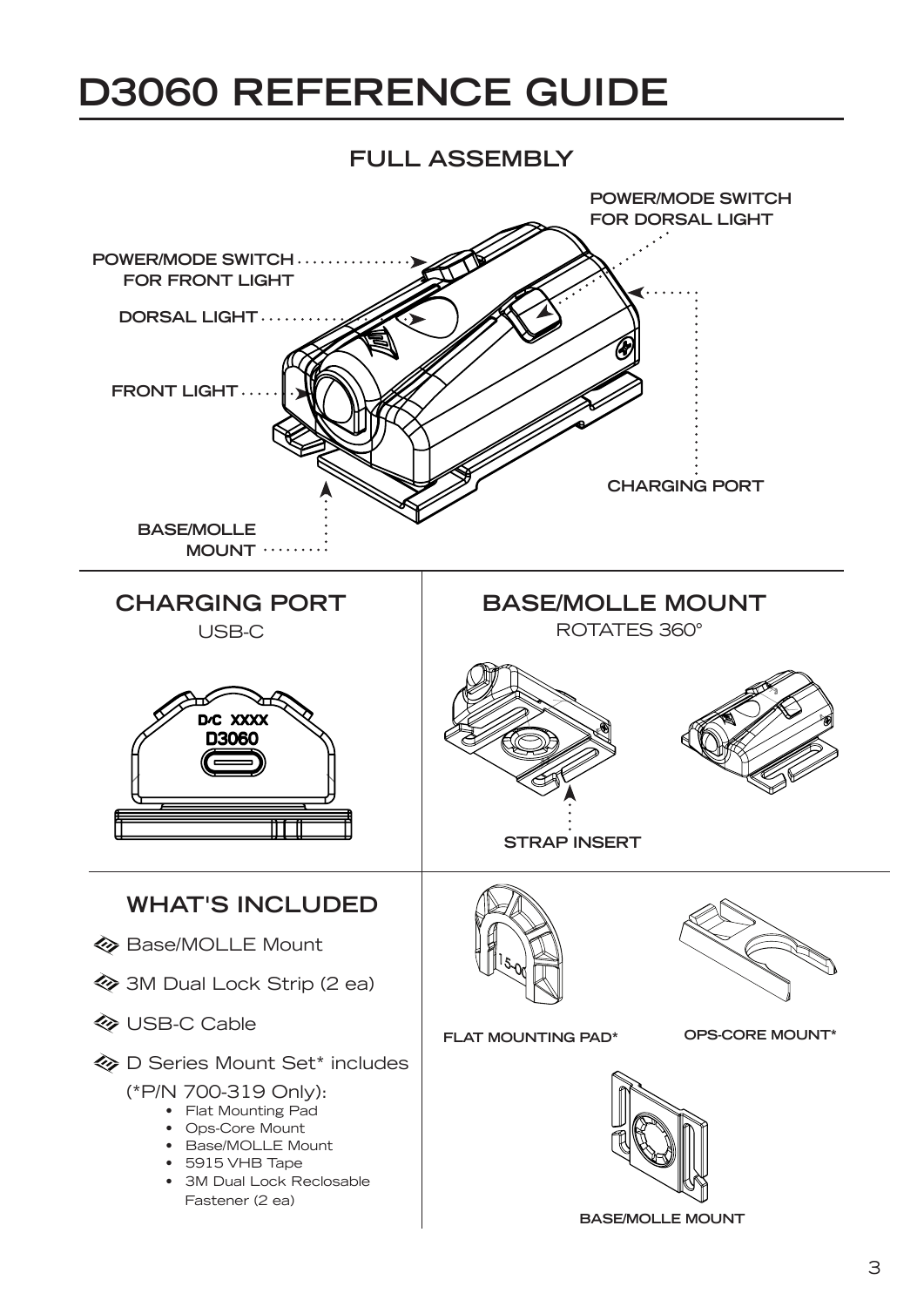# D3060 REFERENCE GUIDE

## FULL ASSEMBLY

POWER/MODE SWITCH FOR DORSAL LIGHT

POWER/MODE SWITCH FOR FRONT LIGHT

DORSAL LIGHT

FRONT LIGHT

CHARGING PORT

BASE/MOLLE MOUNT

## CHARGING PORT

USB-C

D/C XXXX
D3060

## BASE/MOLLE MOUNT

ROTATES 360°

STRAP INSERT

## WHAT'S INCLUDED

- Base/MOLLE Mount
- 3M Dual Lock Strip (2 ea)
- USB-C Cable
- D Series Mount Set* includes (*P/N 700-319 Only):
  - Flat Mounting Pad
  - Ops-Core Mount
  - Base/MOLLE Mount
  - 5915 VHB Tape
  - 3M Dual Lock Reclosable Fastener (2 ea)

FLAT MOUNTING PAD*

OPS-CORE MOUNT*

BASE/MOLLE MOUNT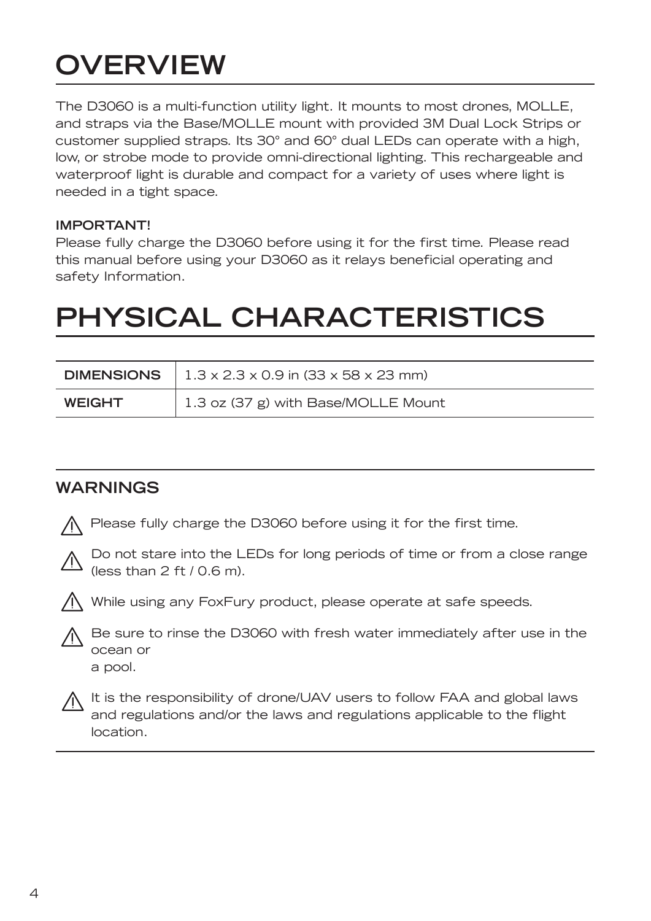# OVERVIEW

The D3060 is a multi-function utility light. It mounts to most drones, MOLLE, and straps via the Base/MOLLE mount with provided 3M Dual Lock Strips or customer supplied straps. Its 30° and 60° dual LEDs can operate with a high, low, or strobe mode to provide omni-directional lighting. This rechargeable and waterproof light is durable and compact for a variety of uses where light is needed in a tight space.

**IMPORTANT!**
Please fully charge the D3060 before using it for the first time. Please read this manual before using your D3060 as it relays beneficial operating and safety Information.

# PHYSICAL CHARACTERISTICS

| | |
|---|---|
| **DIMENSIONS** | 1.3 x 2.3 x 0.9 in (33 x 58 x 23 mm) |
| **WEIGHT** | 1.3 oz (37 g) with Base/MOLLE Mount |

## WARNINGS

⚠ Please fully charge the D3060 before using it for the first time.

⚠ Do not stare into the LEDs for long periods of time or from a close range (less than 2 ft / 0.6 m).

⚠ While using any FoxFury product, please operate at safe speeds.

⚠ Be sure to rinse the D3060 with fresh water immediately after use in the ocean or
a pool.

⚠ It is the responsibility of drone/UAV users to follow FAA and global laws and regulations and/or the laws and regulations applicable to the flight location.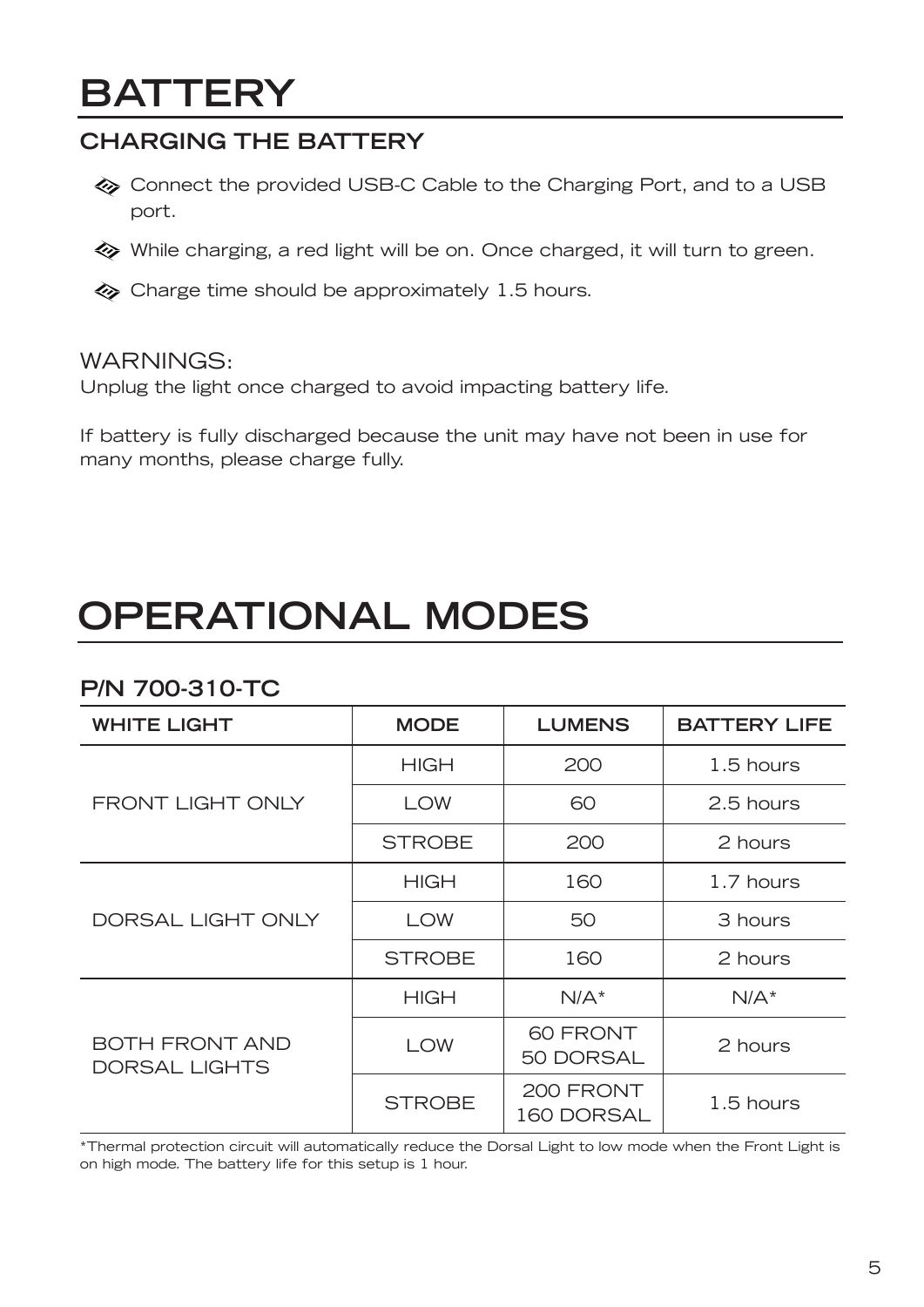# BATTERY

## CHARGING THE BATTERY

- Connect the provided USB-C Cable to the Charging Port, and to a USB port.
- While charging, a red light will be on. Once charged, it will turn to green.
- Charge time should be approximately 1.5 hours.

WARNINGS:
Unplug the light once charged to avoid impacting battery life.

If battery is fully discharged because the unit may have not been in use for many months, please charge fully.

# OPERATIONAL MODES

## P/N 700-310-TC

| WHITE LIGHT | MODE | LUMENS | BATTERY LIFE |
| --- | --- | --- | --- |
| FRONT LIGHT ONLY | HIGH | 200 | 1.5 hours |
| | LOW | 60 | 2.5 hours |
| | STROBE | 200 | 2 hours |
| DORSAL LIGHT ONLY | HIGH | 160 | 1.7 hours |
| | LOW | 50 | 3 hours |
| | STROBE | 160 | 2 hours |
| BOTH FRONT AND DORSAL LIGHTS | HIGH | N/A* | N/A* |
| | LOW | 60 FRONT 50 DORSAL | 2 hours |
| | STROBE | 200 FRONT 160 DORSAL | 1.5 hours |

*Thermal protection circuit will automatically reduce the Dorsal Light to low mode when the Front Light is on high mode. The battery life for this setup is 1 hour.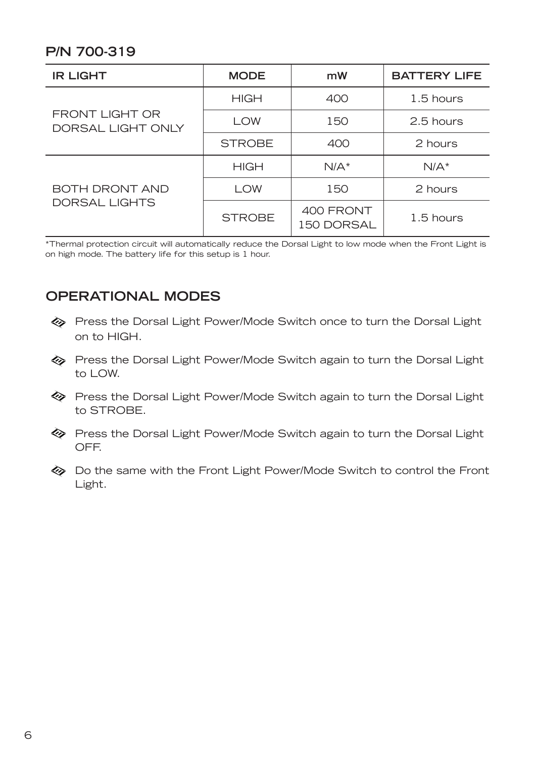## P/N 700-319

| IR LIGHT | MODE | mW | BATTERY LIFE |
|---|---|---|---|
| FRONT LIGHT OR DORSAL LIGHT ONLY | HIGH | 400 | 1.5 hours |
| | LOW | 150 | 2.5 hours |
| | STROBE | 400 | 2 hours |
| BOTH DRONT AND DORSAL LIGHTS | HIGH | N/A* | N/A* |
| | LOW | 150 | 2 hours |
| | STROBE | 400 FRONT 150 DORSAL | 1.5 hours |

*Thermal protection circuit will automatically reduce the Dorsal Light to low mode when the Front Light is on high mode. The battery life for this setup is 1 hour.

## OPERATIONAL MODES

- Press the Dorsal Light Power/Mode Switch once to turn the Dorsal Light on to HIGH.
- Press the Dorsal Light Power/Mode Switch again to turn the Dorsal Light to LOW.
- Press the Dorsal Light Power/Mode Switch again to turn the Dorsal Light to STROBE.
- Press the Dorsal Light Power/Mode Switch again to turn the Dorsal Light OFF.
- Do the same with the Front Light Power/Mode Switch to control the Front Light.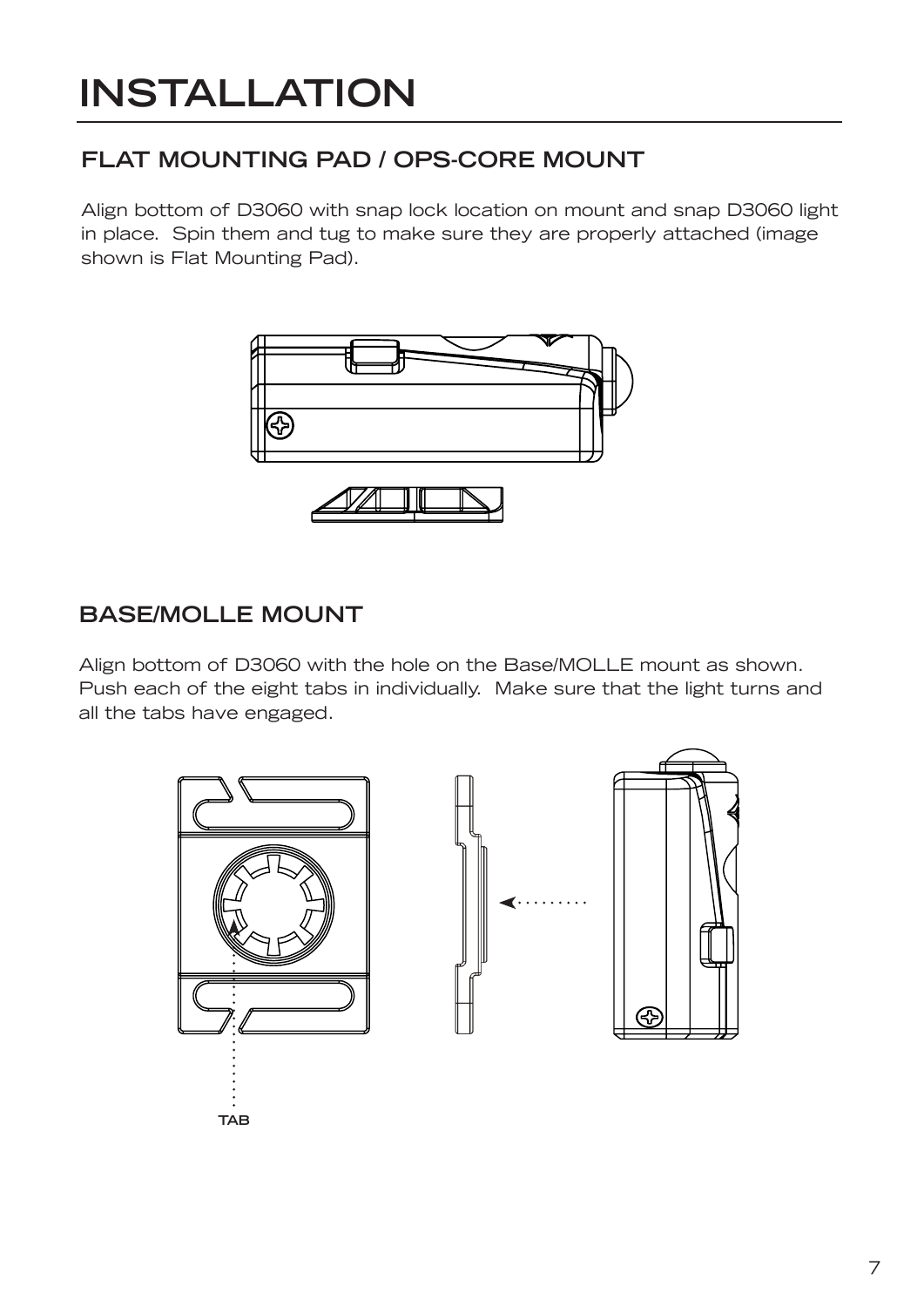# INSTALLATION

## FLAT MOUNTING PAD / OPS-CORE MOUNT

Align bottom of D3060 with snap lock location on mount and snap D3060 light in place. Spin them and tug to make sure they are properly attached (image shown is Flat Mounting Pad).

## BASE/MOLLE MOUNT

Align bottom of D3060 with the hole on the Base/MOLLE mount as shown. Push each of the eight tabs in individually. Make sure that the light turns and all the tabs have engaged.

TAB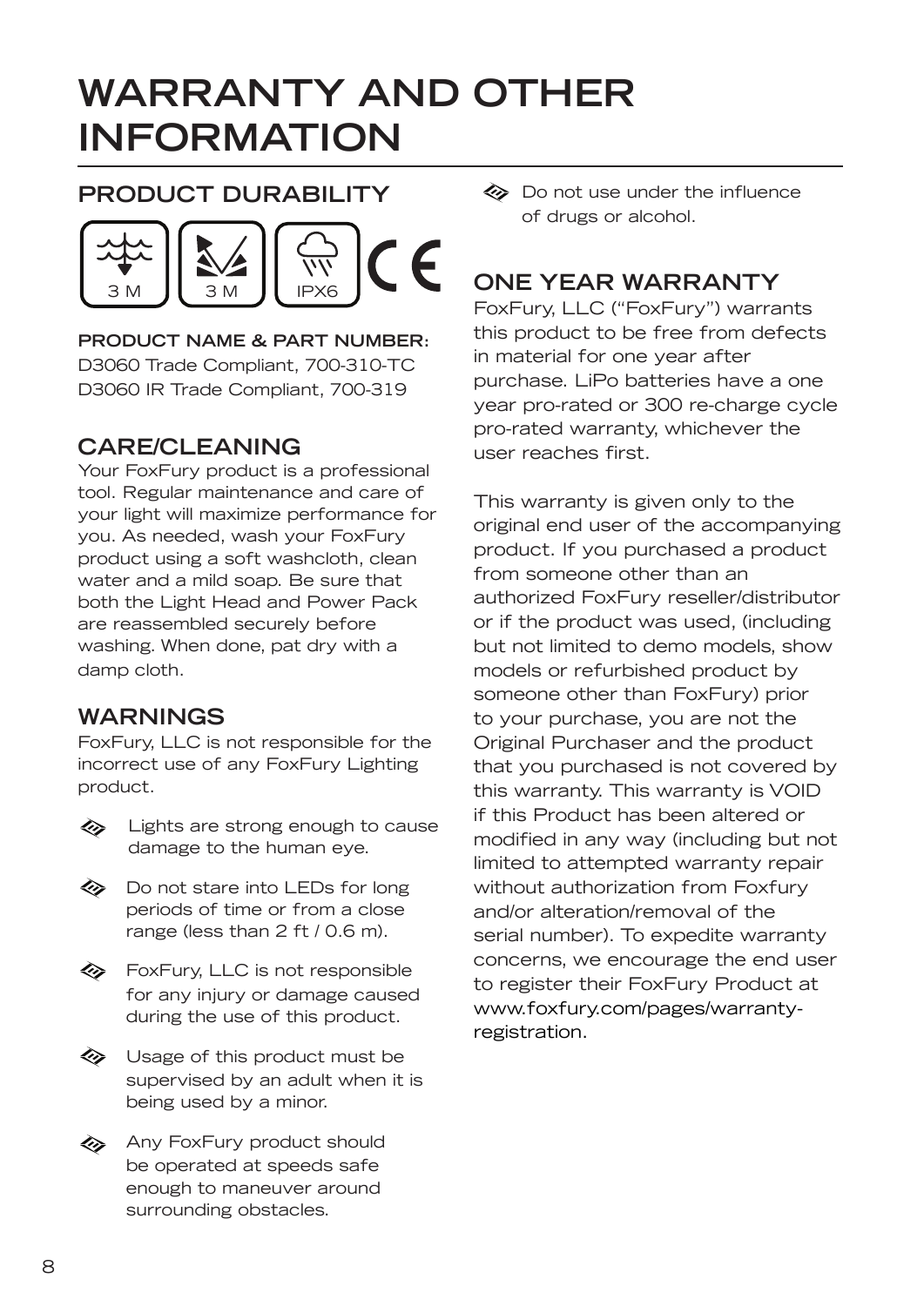# WARRANTY AND OTHER INFORMATION

## PRODUCT DURABILITY

3 M | 3 M | IPX6 | CE

**PRODUCT NAME & PART NUMBER:**
D3060 Trade Compliant, 700-310-TC
D3060 IR Trade Compliant, 700-319

## CARE/CLEANING

Your FoxFury product is a professional tool. Regular maintenance and care of your light will maximize performance for you. As needed, wash your FoxFury product using a soft washcloth, clean water and a mild soap. Be sure that both the Light Head and Power Pack are reassembled securely before washing. When done, pat dry with a damp cloth.

## WARNINGS

FoxFury, LLC is not responsible for the incorrect use of any FoxFury Lighting product.

- Lights are strong enough to cause damage to the human eye.
- Do not stare into LEDs for long periods of time or from a close range (less than 2 ft / 0.6 m).
- FoxFury, LLC is not responsible for any injury or damage caused during the use of this product.
- Usage of this product must be supervised by an adult when it is being used by a minor.
- Any FoxFury product should be operated at speeds safe enough to maneuver around surrounding obstacles.
- Do not use under the influence of drugs or alcohol.

## ONE YEAR WARRANTY

FoxFury, LLC ("FoxFury") warrants this product to be free from defects in material for one year after purchase. LiPo batteries have a one year pro-rated or 300 re-charge cycle pro-rated warranty, whichever the user reaches first.

This warranty is given only to the original end user of the accompanying product. If you purchased a product from someone other than an authorized FoxFury reseller/distributor or if the product was used, (including but not limited to demo models, show models or refurbished product by someone other than FoxFury) prior to your purchase, you are not the Original Purchaser and the product that you purchased is not covered by this warranty. This warranty is VOID if this Product has been altered or modified in any way (including but not limited to attempted warranty repair without authorization from Foxfury and/or alteration/removal of the serial number). To expedite warranty concerns, we encourage the end user to register their FoxFury Product at www.foxfury.com/pages/warranty-registration.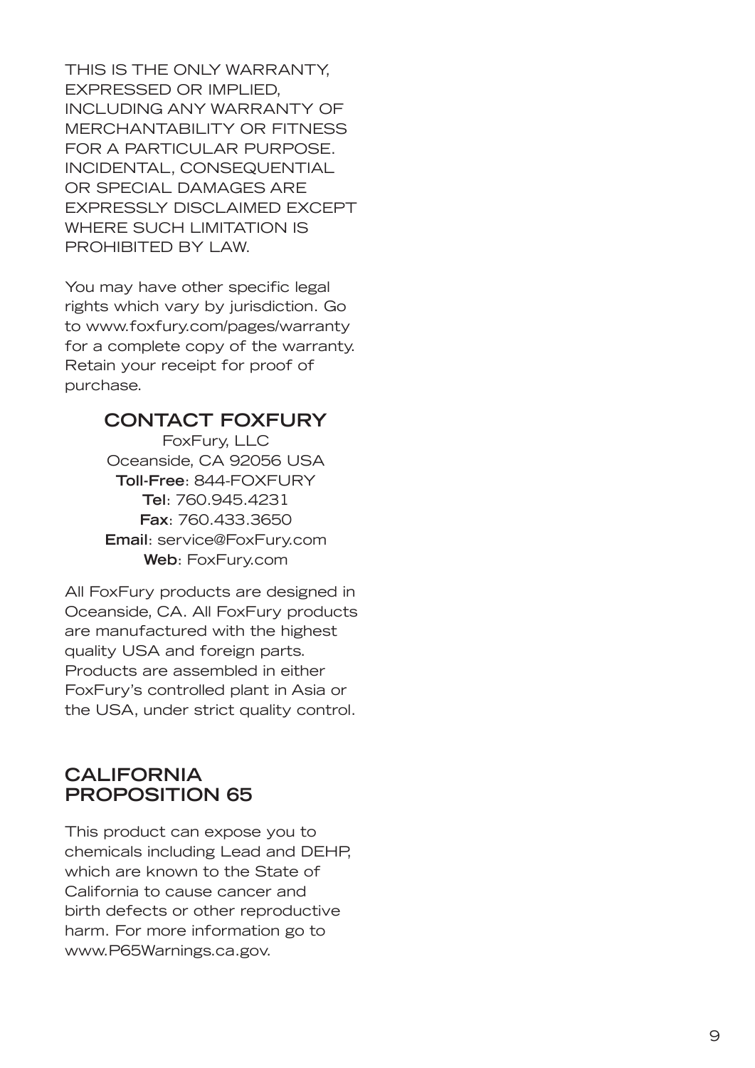THIS IS THE ONLY WARRANTY, EXPRESSED OR IMPLIED, INCLUDING ANY WARRANTY OF MERCHANTABILITY OR FITNESS FOR A PARTICULAR PURPOSE. INCIDENTAL, CONSEQUENTIAL OR SPECIAL DAMAGES ARE EXPRESSLY DISCLAIMED EXCEPT WHERE SUCH LIMITATION IS PROHIBITED BY LAW.

You may have other specific legal rights which vary by jurisdiction. Go to www.foxfury.com/pages/warranty for a complete copy of the warranty. Retain your receipt for proof of purchase.

## CONTACT FOXFURY

FoxFury, LLC
Oceanside, CA 92056 USA
**Toll-Free**: 844-FOXFURY
**Tel**: 760.945.4231
**Fax**: 760.433.3650
**Email**: service@FoxFury.com
**Web**: FoxFury.com

All FoxFury products are designed in Oceanside, CA. All FoxFury products are manufactured with the highest quality USA and foreign parts. Products are assembled in either FoxFury's controlled plant in Asia or the USA, under strict quality control.

## CALIFORNIA PROPOSITION 65

This product can expose you to chemicals including Lead and DEHP, which are known to the State of California to cause cancer and birth defects or other reproductive harm. For more information go to www.P65Warnings.ca.gov.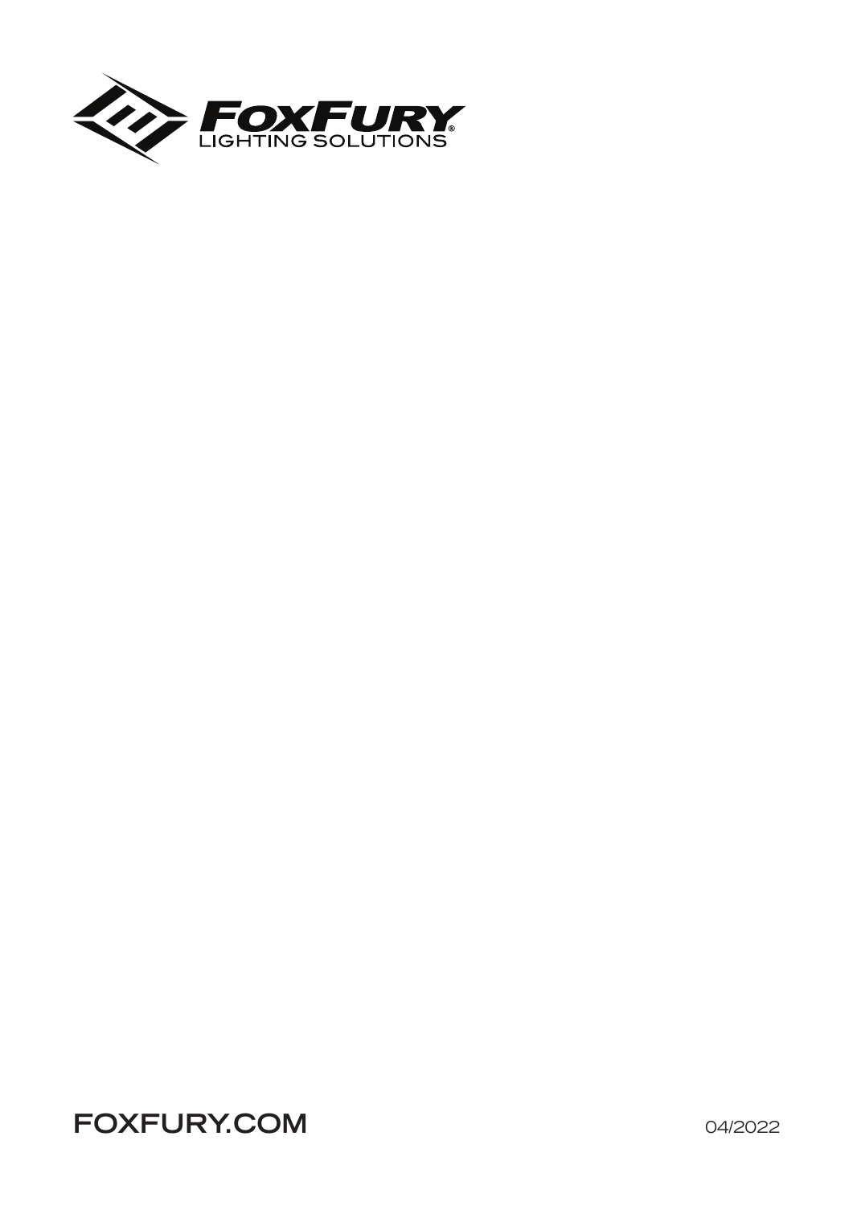FOXFURY
LIGHTING SOLUTIONS

FOXFURY.COM

04/2022